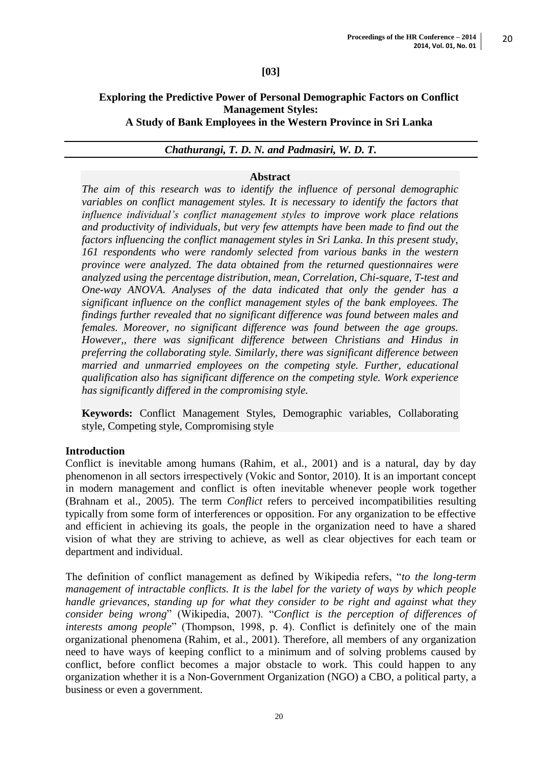**[03]**

# Exploring the Predictive Power of Personal Demographic Factors on Conflict Management Styles: A Study of Bank Employees in the Western Province in Sri Lanka

***Chathurangi, T. D. N. and Padmasiri, W. D. T.***

## Abstract

*The aim of this research was to identify the influence of personal demographic variables on conflict management styles. It is necessary to identify the factors that influence individual's conflict management styles to improve work place relations and productivity of individuals, but very few attempts have been made to find out the factors influencing the conflict management styles in Sri Lanka. In this present study, 161 respondents who were randomly selected from various banks in the western province were analyzed. The data obtained from the returned questionnaires were analyzed using the percentage distribution, mean, Correlation, Chi-square, T-test and One-way ANOVA. Analyses of the data indicated that only the gender has a significant influence on the conflict management styles of the bank employees. The findings further revealed that no significant difference was found between males and females. Moreover, no significant difference was found between the age groups. However,, there was significant difference between Christians and Hindus in preferring the collaborating style. Similarly, there was significant difference between married and unmarried employees on the competing style. Further, educational qualification also has significant difference on the competing style. Work experience has significantly differed in the compromising style.*

**Keywords:** Conflict Management Styles, Demographic variables, Collaborating style, Competing style, Compromising style

## Introduction

Conflict is inevitable among humans (Rahim, et al., 2001) and is a natural, day by day phenomenon in all sectors irrespectively (Vokic and Sontor, 2010). It is an important concept in modern management and conflict is often inevitable whenever people work together (Brahnam et al., 2005). The term *Conflict* refers to perceived incompatibilities resulting typically from some form of interferences or opposition. For any organization to be effective and efficient in achieving its goals, the people in the organization need to have a shared vision of what they are striving to achieve, as well as clear objectives for each team or department and individual.

The definition of conflict management as defined by Wikipedia refers, "*to the long-term management of intractable conflicts. It is the label for the variety of ways by which people handle grievances, standing up for what they consider to be right and against what they consider being wrong*" (Wikipedia, 2007). "*Conflict is the perception of differences of interests among people*" (Thompson, 1998, p. 4). Conflict is definitely one of the main organizational phenomena (Rahim, et al., 2001). Therefore, all members of any organization need to have ways of keeping conflict to a minimum and of solving problems caused by conflict, before conflict becomes a major obstacle to work. This could happen to any organization whether it is a Non-Government Organization (NGO) a CBO, a political party, a business or even a government.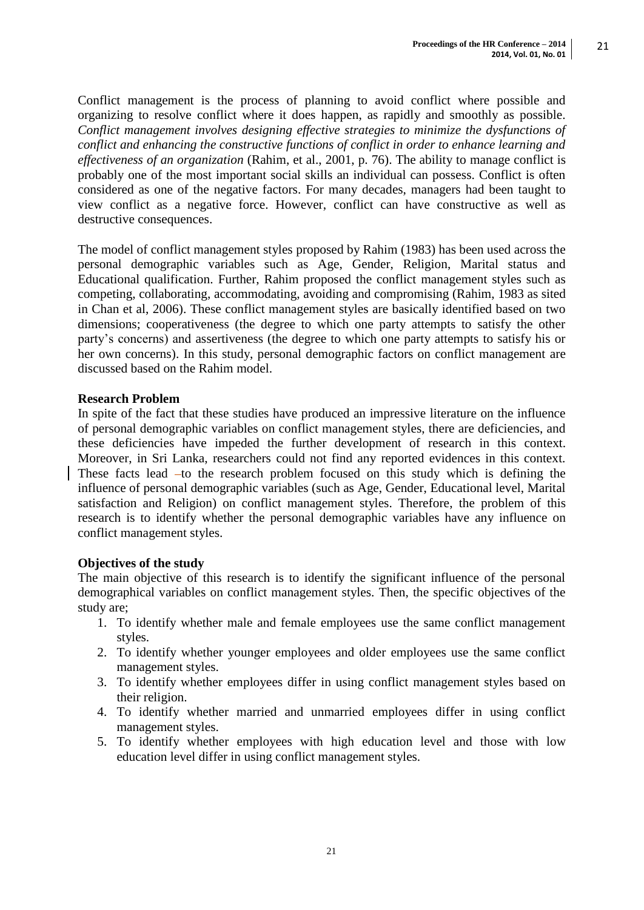Conflict management is the process of planning to avoid conflict where possible and organizing to resolve conflict where it does happen, as rapidly and smoothly as possible. *Conflict management involves designing effective strategies to minimize the dysfunctions of conflict and enhancing the constructive functions of conflict in order to enhance learning and effectiveness of an organization* (Rahim, et al., 2001, p. 76). The ability to manage conflict is probably one of the most important social skills an individual can possess. Conflict is often considered as one of the negative factors. For many decades, managers had been taught to view conflict as a negative force. However, conflict can have constructive as well as destructive consequences.

The model of conflict management styles proposed by Rahim (1983) has been used across the personal demographic variables such as Age, Gender, Religion, Marital status and Educational qualification. Further, Rahim proposed the conflict management styles such as competing, collaborating, accommodating, avoiding and compromising (Rahim, 1983 as sited in Chan et al, 2006). These conflict management styles are basically identified based on two dimensions; cooperativeness (the degree to which one party attempts to satisfy the other party's concerns) and assertiveness (the degree to which one party attempts to satisfy his or her own concerns). In this study, personal demographic factors on conflict management are discussed based on the Rahim model.

**Research Problem**

In spite of the fact that these studies have produced an impressive literature on the influence of personal demographic variables on conflict management styles, there are deficiencies, and these deficiencies have impeded the further development of research in this context. Moreover, in Sri Lanka, researchers could not find any reported evidences in this context. These facts lead to the research problem focused on this study which is defining the influence of personal demographic variables (such as Age, Gender, Educational level, Marital satisfaction and Religion) on conflict management styles. Therefore, the problem of this research is to identify whether the personal demographic variables have any influence on conflict management styles.

**Objectives of the study**

The main objective of this research is to identify the significant influence of the personal demographical variables on conflict management styles. Then, the specific objectives of the study are;

1. To identify whether male and female employees use the same conflict management styles.
2. To identify whether younger employees and older employees use the same conflict management styles.
3. To identify whether employees differ in using conflict management styles based on their religion.
4. To identify whether married and unmarried employees differ in using conflict management styles.
5. To identify whether employees with high education level and those with low education level differ in using conflict management styles.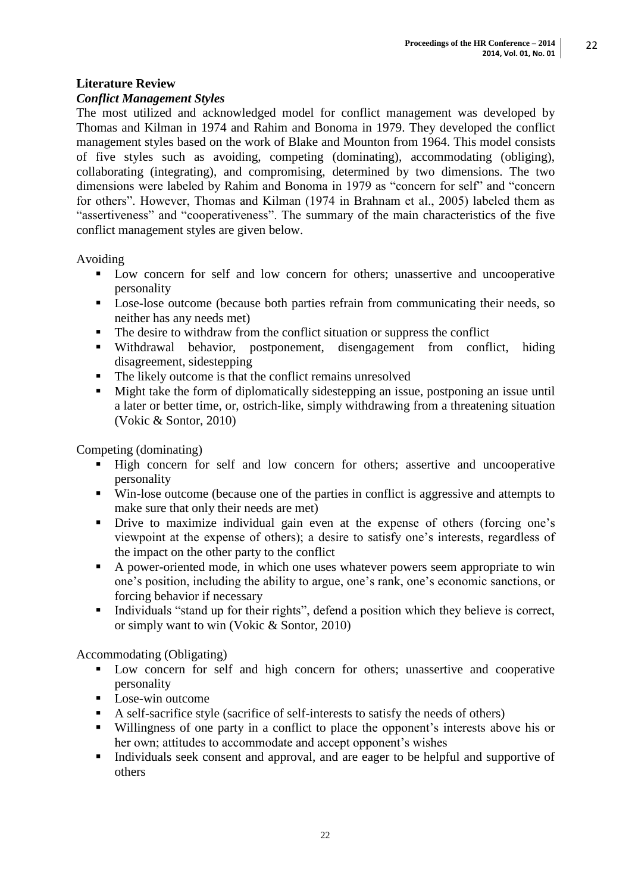## Literature Review

### *Conflict Management Styles*

The most utilized and acknowledged model for conflict management was developed by Thomas and Kilman in 1974 and Rahim and Bonoma in 1979. They developed the conflict management styles based on the work of Blake and Mounton from 1964. This model consists of five styles such as avoiding, competing (dominating), accommodating (obliging), collaborating (integrating), and compromising, determined by two dimensions. The two dimensions were labeled by Rahim and Bonoma in 1979 as "concern for self" and "concern for others". However, Thomas and Kilman (1974 in Brahnam et al., 2005) labeled them as "assertiveness" and "cooperativeness". The summary of the main characteristics of the five conflict management styles are given below.

Avoiding

- Low concern for self and low concern for others; unassertive and uncooperative personality
- Lose-lose outcome (because both parties refrain from communicating their needs, so neither has any needs met)
- The desire to withdraw from the conflict situation or suppress the conflict
- Withdrawal behavior, postponement, disengagement from conflict, hiding disagreement, sidestepping
- The likely outcome is that the conflict remains unresolved
- Might take the form of diplomatically sidestepping an issue, postponing an issue until a later or better time, or, ostrich-like, simply withdrawing from a threatening situation (Vokic & Sontor, 2010)

Competing (dominating)

- High concern for self and low concern for others; assertive and uncooperative personality
- Win-lose outcome (because one of the parties in conflict is aggressive and attempts to make sure that only their needs are met)
- Drive to maximize individual gain even at the expense of others (forcing one's viewpoint at the expense of others); a desire to satisfy one's interests, regardless of the impact on the other party to the conflict
- A power-oriented mode, in which one uses whatever powers seem appropriate to win one's position, including the ability to argue, one's rank, one's economic sanctions, or forcing behavior if necessary
- Individuals "stand up for their rights", defend a position which they believe is correct, or simply want to win (Vokic & Sontor, 2010)

Accommodating (Obligating)

- Low concern for self and high concern for others; unassertive and cooperative personality
- Lose-win outcome
- A self-sacrifice style (sacrifice of self-interests to satisfy the needs of others)
- Willingness of one party in a conflict to place the opponent's interests above his or her own; attitudes to accommodate and accept opponent's wishes
- Individuals seek consent and approval, and are eager to be helpful and supportive of others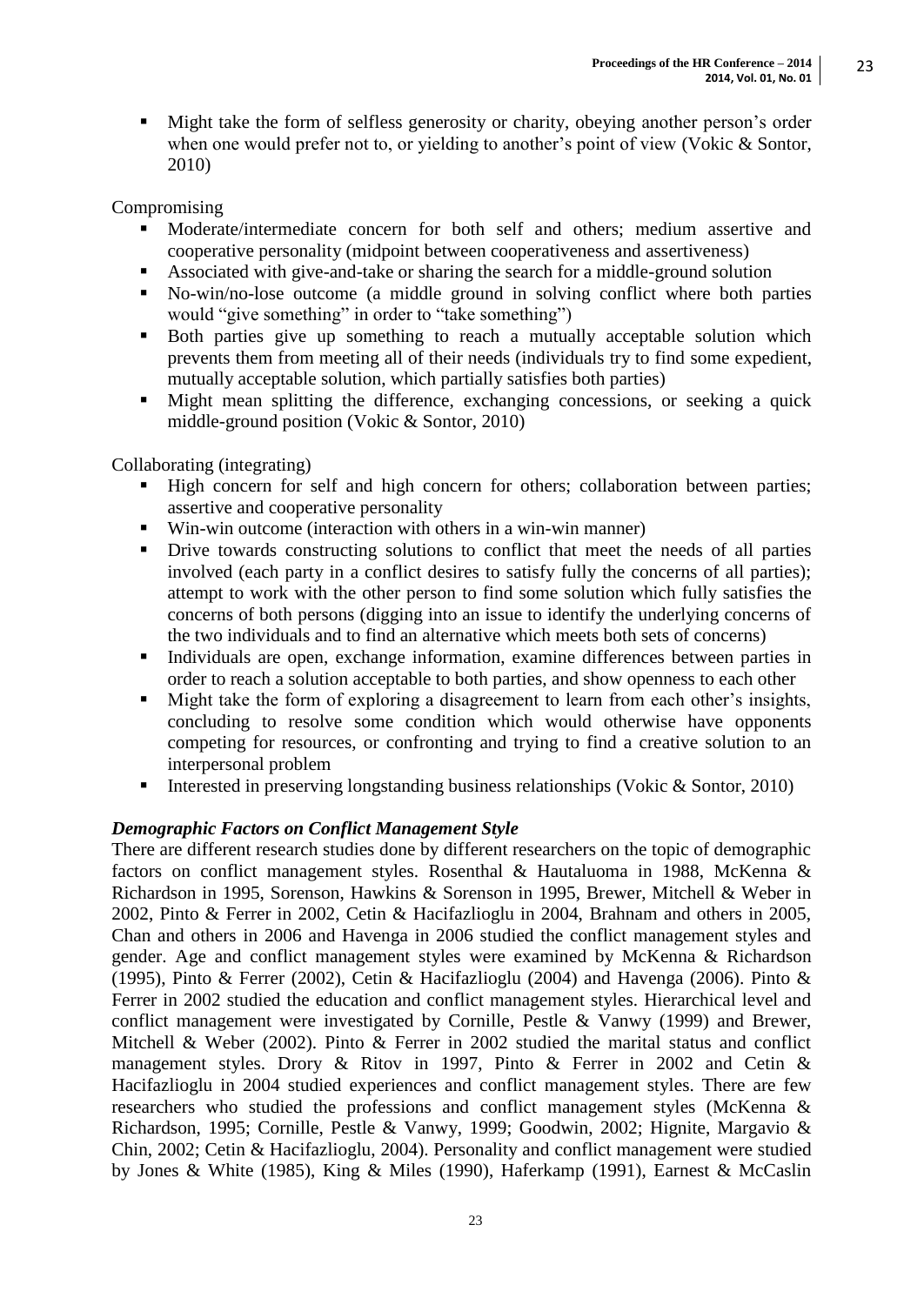- Might take the form of selfless generosity or charity, obeying another person's order when one would prefer not to, or yielding to another's point of view (Vokic & Sontor, 2010)

Compromising

- Moderate/intermediate concern for both self and others; medium assertive and cooperative personality (midpoint between cooperativeness and assertiveness)
- Associated with give-and-take or sharing the search for a middle-ground solution
- No-win/no-lose outcome (a middle ground in solving conflict where both parties would "give something" in order to "take something")
- Both parties give up something to reach a mutually acceptable solution which prevents them from meeting all of their needs (individuals try to find some expedient, mutually acceptable solution, which partially satisfies both parties)
- Might mean splitting the difference, exchanging concessions, or seeking a quick middle-ground position (Vokic & Sontor, 2010)

Collaborating (integrating)

- High concern for self and high concern for others; collaboration between parties; assertive and cooperative personality
- Win-win outcome (interaction with others in a win-win manner)
- Drive towards constructing solutions to conflict that meet the needs of all parties involved (each party in a conflict desires to satisfy fully the concerns of all parties); attempt to work with the other person to find some solution which fully satisfies the concerns of both persons (digging into an issue to identify the underlying concerns of the two individuals and to find an alternative which meets both sets of concerns)
- Individuals are open, exchange information, examine differences between parties in order to reach a solution acceptable to both parties, and show openness to each other
- Might take the form of exploring a disagreement to learn from each other's insights, concluding to resolve some condition which would otherwise have opponents competing for resources, or confronting and trying to find a creative solution to an interpersonal problem
- Interested in preserving longstanding business relationships (Vokic & Sontor, 2010)

### *Demographic Factors on Conflict Management Style*

There are different research studies done by different researchers on the topic of demographic factors on conflict management styles. Rosenthal & Hautaluoma in 1988, McKenna & Richardson in 1995, Sorenson, Hawkins & Sorenson in 1995, Brewer, Mitchell & Weber in 2002, Pinto & Ferrer in 2002, Cetin & Hacifazlioglu in 2004, Brahnam and others in 2005, Chan and others in 2006 and Havenga in 2006 studied the conflict management styles and gender. Age and conflict management styles were examined by McKenna & Richardson (1995), Pinto & Ferrer (2002), Cetin & Hacifazlioglu (2004) and Havenga (2006). Pinto & Ferrer in 2002 studied the education and conflict management styles. Hierarchical level and conflict management were investigated by Cornille, Pestle & Vanwy (1999) and Brewer, Mitchell & Weber (2002). Pinto & Ferrer in 2002 studied the marital status and conflict management styles. Drory & Ritov in 1997, Pinto & Ferrer in 2002 and Cetin & Hacifazlioglu in 2004 studied experiences and conflict management styles. There are few researchers who studied the professions and conflict management styles (McKenna & Richardson, 1995; Cornille, Pestle & Vanwy, 1999; Goodwin, 2002; Hignite, Margavio & Chin, 2002; Cetin & Hacifazlioglu, 2004). Personality and conflict management were studied by Jones & White (1985), King & Miles (1990), Haferkamp (1991), Earnest & McCaslin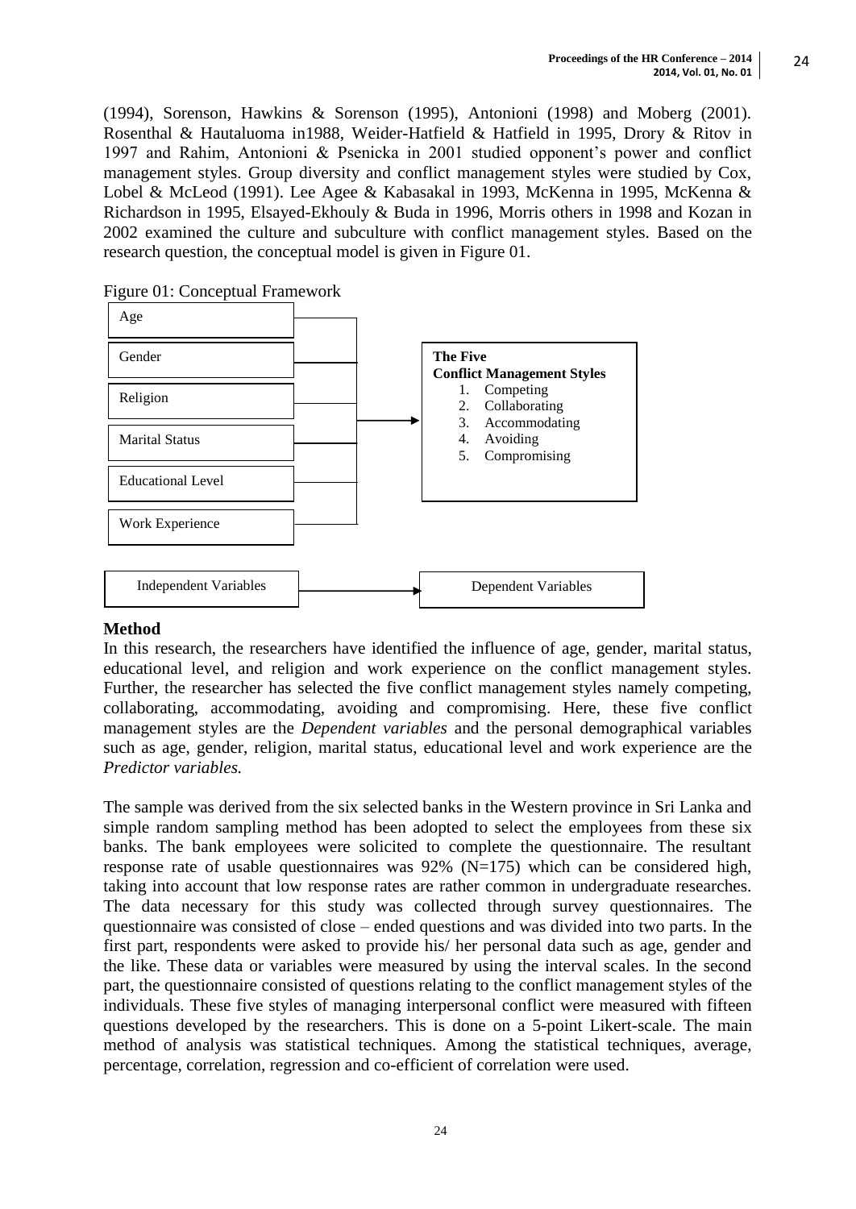(1994), Sorenson, Hawkins & Sorenson (1995), Antonioni (1998) and Moberg (2001). Rosenthal & Hautaluoma in1988, Weider-Hatfield & Hatfield in 1995, Drory & Ritov in 1997 and Rahim, Antonioni & Psenicka in 2001 studied opponent's power and conflict management styles. Group diversity and conflict management styles were studied by Cox, Lobel & McLeod (1991). Lee Agee & Kabasakal in 1993, McKenna in 1995, McKenna & Richardson in 1995, Elsayed-Ekhouly & Buda in 1996, Morris others in 1998 and Kozan in 2002 examined the culture and subculture with conflict management styles. Based on the research question, the conceptual model is given in Figure 01.

Figure 01: Conceptual Framework

Age

Gender

Religion

Marital Status

Educational Level

Work Experience

**The Five Conflict Management Styles**

1. Competing
2. Collaborating
3. Accommodating
4. Avoiding
5. Compromising

Independent Variables → Dependent Variables

## Method

In this research, the researchers have identified the influence of age, gender, marital status, educational level, and religion and work experience on the conflict management styles. Further, the researcher has selected the five conflict management styles namely competing, collaborating, accommodating, avoiding and compromising. Here, these five conflict management styles are the *Dependent variables* and the personal demographical variables such as age, gender, religion, marital status, educational level and work experience are the *Predictor variables.*

The sample was derived from the six selected banks in the Western province in Sri Lanka and simple random sampling method has been adopted to select the employees from these six banks. The bank employees were solicited to complete the questionnaire. The resultant response rate of usable questionnaires was 92% (N=175) which can be considered high, taking into account that low response rates are rather common in undergraduate researches. The data necessary for this study was collected through survey questionnaires. The questionnaire was consisted of close – ended questions and was divided into two parts. In the first part, respondents were asked to provide his/ her personal data such as age, gender and the like. These data or variables were measured by using the interval scales. In the second part, the questionnaire consisted of questions relating to the conflict management styles of the individuals. These five styles of managing interpersonal conflict were measured with fifteen questions developed by the researchers. This is done on a 5-point Likert-scale. The main method of analysis was statistical techniques. Among the statistical techniques, average, percentage, correlation, regression and co-efficient of correlation were used.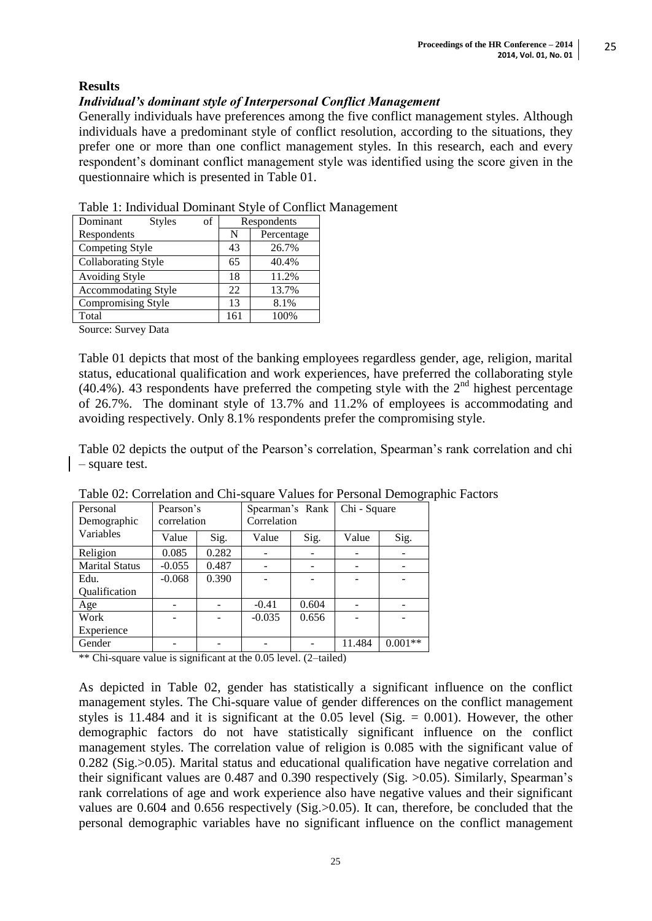## Results

### *Individual's dominant style of Interpersonal Conflict Management*

Generally individuals have preferences among the five conflict management styles. Although individuals have a predominant style of conflict resolution, according to the situations, they prefer one or more than one conflict management styles. In this research, each and every respondent's dominant conflict management style was identified using the score given in the questionnaire which is presented in Table 01.

Table 1: Individual Dominant Style of Conflict Management

| Dominant Styles of Respondents | Respondents | |
|---|---|---|
| | N | Percentage |
| Competing Style | 43 | 26.7% |
| Collaborating Style | 65 | 40.4% |
| Avoiding Style | 18 | 11.2% |
| Accommodating Style | 22 | 13.7% |
| Compromising Style | 13 | 8.1% |
| Total | 161 | 100% |

Source: Survey Data

Table 01 depicts that most of the banking employees regardless gender, age, religion, marital status, educational qualification and work experiences, have preferred the collaborating style (40.4%). 43 respondents have preferred the competing style with the 2nd highest percentage of 26.7%. The dominant style of 13.7% and 11.2% of employees is accommodating and avoiding respectively. Only 8.1% respondents prefer the compromising style.

Table 02 depicts the output of the Pearson's correlation, Spearman's rank correlation and chi – square test.

Table 02: Correlation and Chi-square Values for Personal Demographic Factors

| Personal Demographic Variables | Pearson's correlation | | Spearman's Rank Correlation | | Chi - Square | |
|---|---|---|---|---|---|---|
| | Value | Sig. | Value | Sig. | Value | Sig. |
| Religion | 0.085 | 0.282 | - | - | - | - |
| Marital Status | -0.055 | 0.487 | - | - | - | - |
| Edu. Qualification | -0.068 | 0.390 | - | - | - | - |
| Age | - | - | -0.41 | 0.604 | - | - |
| Work Experience | - | - | -0.035 | 0.656 | - | - |
| Gender | - | - | - | - | 11.484 | 0.001** |

** Chi-square value is significant at the 0.05 level. (2–tailed)

As depicted in Table 02, gender has statistically a significant influence on the conflict management styles. The Chi-square value of gender differences on the conflict management styles is 11.484 and it is significant at the 0.05 level (Sig. = 0.001). However, the other demographic factors do not have statistically significant influence on the conflict management styles. The correlation value of religion is 0.085 with the significant value of 0.282 (Sig.>0.05). Marital status and educational qualification have negative correlation and their significant values are 0.487 and 0.390 respectively (Sig. >0.05). Similarly, Spearman's rank correlations of age and work experience also have negative values and their significant values are 0.604 and 0.656 respectively (Sig.>0.05). It can, therefore, be concluded that the personal demographic variables have no significant influence on the conflict management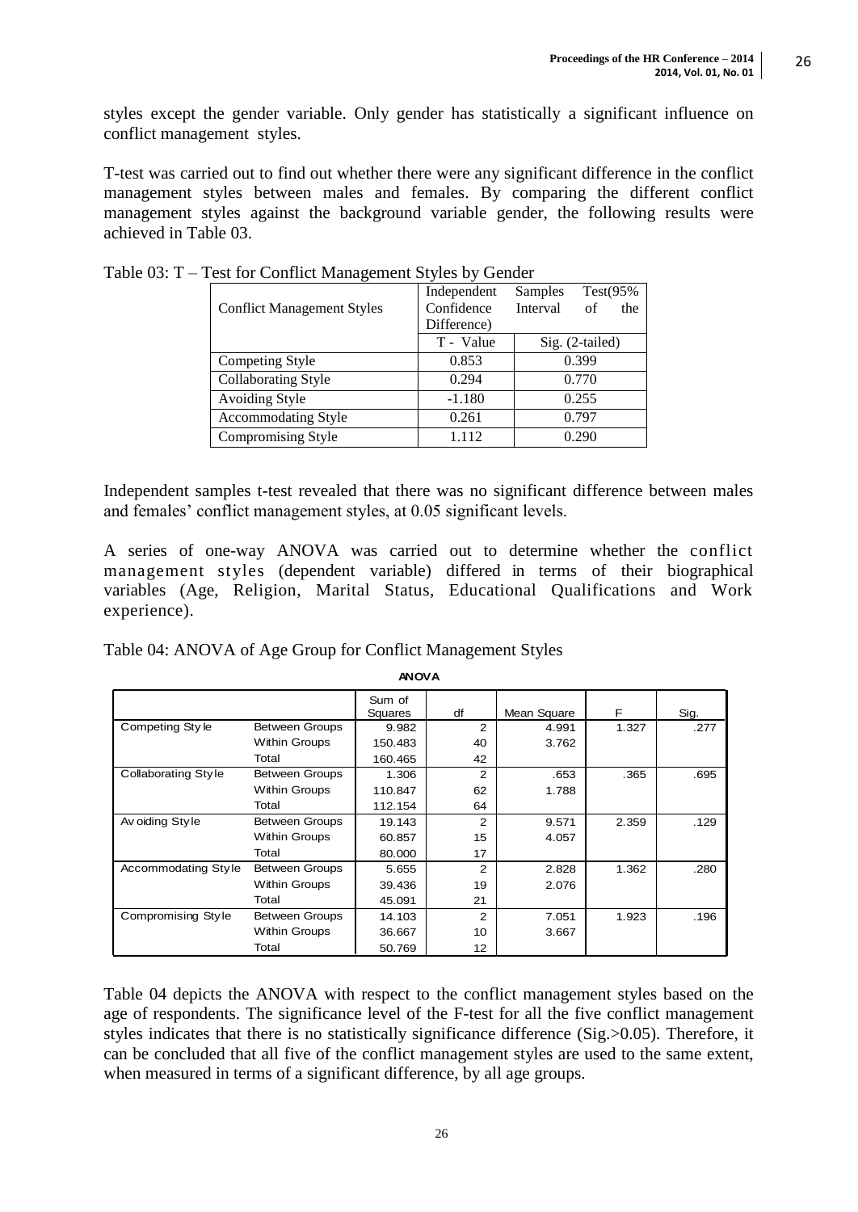styles except the gender variable. Only gender has statistically a significant influence on conflict management styles.

T-test was carried out to find out whether there were any significant difference in the conflict management styles between males and females. By comparing the different conflict management styles against the background variable gender, the following results were achieved in Table 03.

Table 03: T – Test for Conflict Management Styles by Gender

| Conflict Management Styles | Independent Samples Test(95% Confidence Interval of the Difference) | |
|---|---|---|
| | T - Value | Sig. (2-tailed) |
| Competing Style | 0.853 | 0.399 |
| Collaborating Style | 0.294 | 0.770 |
| Avoiding Style | -1.180 | 0.255 |
| Accommodating Style | 0.261 | 0.797 |
| Compromising Style | 1.112 | 0.290 |

Independent samples t-test revealed that there was no significant difference between males and females' conflict management styles, at 0.05 significant levels.

A series of one-way ANOVA was carried out to determine whether the conflict management styles (dependent variable) differed in terms of their biographical variables (Age, Religion, Marital Status, Educational Qualifications and Work experience).

Table 04: ANOVA of Age Group for Conflict Management Styles

**ANOVA**

| | | Sum of Squares | df | Mean Square | F | Sig. |
|---|---|---|---|---|---|---|
| Competing Style | Between Groups | 9.982 | 2 | 4.991 | 1.327 | .277 |
| | Within Groups | 150.483 | 40 | 3.762 | | |
| | Total | 160.465 | 42 | | | |
| Collaborating Style | Between Groups | 1.306 | 2 | .653 | .365 | .695 |
| | Within Groups | 110.847 | 62 | 1.788 | | |
| | Total | 112.154 | 64 | | | |
| Avoiding Style | Between Groups | 19.143 | 2 | 9.571 | 2.359 | .129 |
| | Within Groups | 60.857 | 15 | 4.057 | | |
| | Total | 80.000 | 17 | | | |
| Accommodating Style | Between Groups | 5.655 | 2 | 2.828 | 1.362 | .280 |
| | Within Groups | 39.436 | 19 | 2.076 | | |
| | Total | 45.091 | 21 | | | |
| Compromising Style | Between Groups | 14.103 | 2 | 7.051 | 1.923 | .196 |
| | Within Groups | 36.667 | 10 | 3.667 | | |
| | Total | 50.769 | 12 | | | |

Table 04 depicts the ANOVA with respect to the conflict management styles based on the age of respondents. The significance level of the F-test for all the five conflict management styles indicates that there is no statistically significance difference (Sig.>0.05). Therefore, it can be concluded that all five of the conflict management styles are used to the same extent, when measured in terms of a significant difference, by all age groups.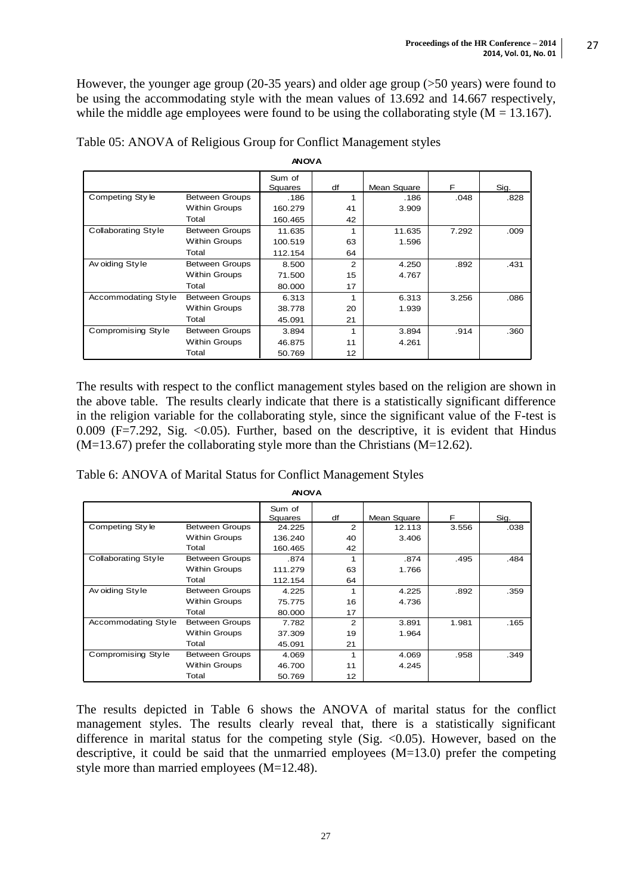However, the younger age group (20-35 years) and older age group (>50 years) were found to be using the accommodating style with the mean values of 13.692 and 14.667 respectively, while the middle age employees were found to be using the collaborating style (M = 13.167).

Table 05: ANOVA of Religious Group for Conflict Management styles

**ANOVA**

| | | Sum of Squares | df | Mean Square | F | Sig. |
|---|---|---|---|---|---|---|
| Competing Style | Between Groups | .186 | 1 | .186 | .048 | .828 |
| | Within Groups | 160.279 | 41 | 3.909 | | |
| | Total | 160.465 | 42 | | | |
| Collaborating Style | Between Groups | 11.635 | 1 | 11.635 | 7.292 | .009 |
| | Within Groups | 100.519 | 63 | 1.596 | | |
| | Total | 112.154 | 64 | | | |
| Avoiding Style | Between Groups | 8.500 | 2 | 4.250 | .892 | .431 |
| | Within Groups | 71.500 | 15 | 4.767 | | |
| | Total | 80.000 | 17 | | | |
| Accommodating Style | Between Groups | 6.313 | 1 | 6.313 | 3.256 | .086 |
| | Within Groups | 38.778 | 20 | 1.939 | | |
| | Total | 45.091 | 21 | | | |
| Compromising Style | Between Groups | 3.894 | 1 | 3.894 | .914 | .360 |
| | Within Groups | 46.875 | 11 | 4.261 | | |
| | Total | 50.769 | 12 | | | |

The results with respect to the conflict management styles based on the religion are shown in the above table. The results clearly indicate that there is a statistically significant difference in the religion variable for the collaborating style, since the significant value of the F-test is 0.009 ($F=7.292$, Sig. $<0.05$). Further, based on the descriptive, it is evident that Hindus (M=13.67) prefer the collaborating style more than the Christians (M=12.62).

Table 6: ANOVA of Marital Status for Conflict Management Styles

**ANOVA**

| | | Sum of Squares | df | Mean Square | F | Sig. |
|---|---|---|---|---|---|---|
| Competing Style | Between Groups | 24.225 | 2 | 12.113 | 3.556 | .038 |
| | Within Groups | 136.240 | 40 | 3.406 | | |
| | Total | 160.465 | 42 | | | |
| Collaborating Style | Between Groups | .874 | 1 | .874 | .495 | .484 |
| | Within Groups | 111.279 | 63 | 1.766 | | |
| | Total | 112.154 | 64 | | | |
| Avoiding Style | Between Groups | 4.225 | 1 | 4.225 | .892 | .359 |
| | Within Groups | 75.775 | 16 | 4.736 | | |
| | Total | 80.000 | 17 | | | |
| Accommodating Style | Between Groups | 7.782 | 2 | 3.891 | 1.981 | .165 |
| | Within Groups | 37.309 | 19 | 1.964 | | |
| | Total | 45.091 | 21 | | | |
| Compromising Style | Between Groups | 4.069 | 1 | 4.069 | .958 | .349 |
| | Within Groups | 46.700 | 11 | 4.245 | | |
| | Total | 50.769 | 12 | | | |

The results depicted in Table 6 shows the ANOVA of marital status for the conflict management styles. The results clearly reveal that, there is a statistically significant difference in marital status for the competing style (Sig. $<0.05$). However, based on the descriptive, it could be said that the unmarried employees (M=13.0) prefer the competing style more than married employees (M=12.48).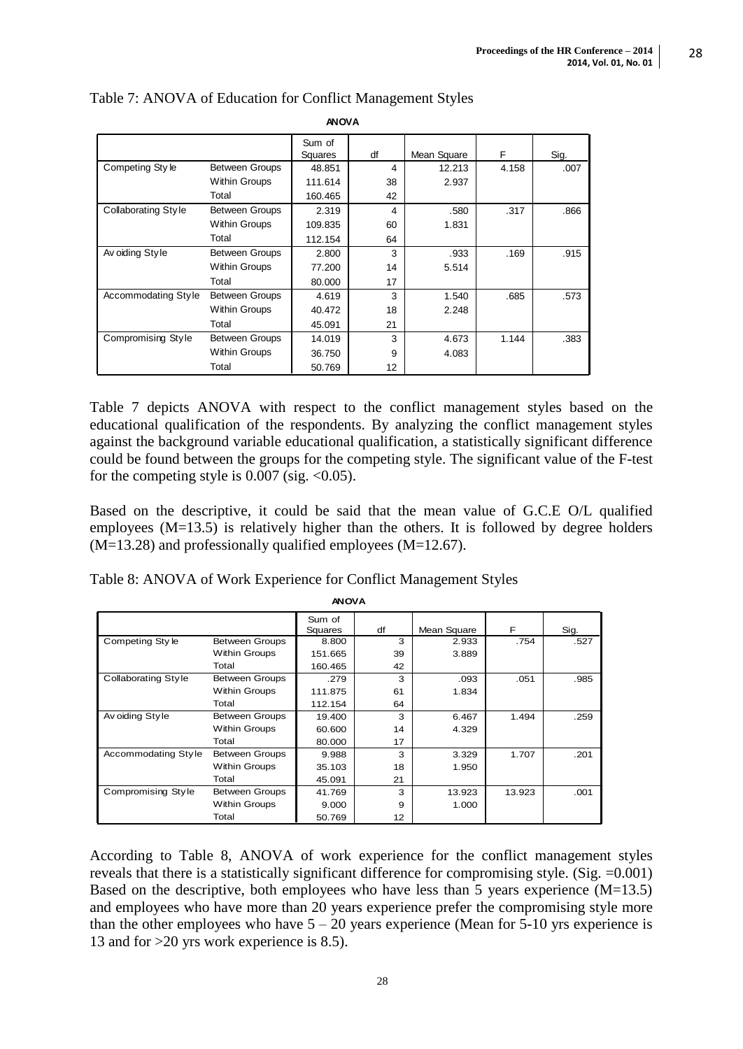Table 7: ANOVA of Education for Conflict Management Styles

**ANOVA**

| | | Sum of Squares | df | Mean Square | F | Sig. |
|---|---|---|---|---|---|---|
| Competing Style | Between Groups | 48.851 | 4 | 12.213 | 4.158 | .007 |
| | Within Groups | 111.614 | 38 | 2.937 | | |
| | Total | 160.465 | 42 | | | |
| Collaborating Style | Between Groups | 2.319 | 4 | .580 | .317 | .866 |
| | Within Groups | 109.835 | 60 | 1.831 | | |
| | Total | 112.154 | 64 | | | |
| Avoiding Style | Between Groups | 2.800 | 3 | .933 | .169 | .915 |
| | Within Groups | 77.200 | 14 | 5.514 | | |
| | Total | 80.000 | 17 | | | |
| Accommodating Style | Between Groups | 4.619 | 3 | 1.540 | .685 | .573 |
| | Within Groups | 40.472 | 18 | 2.248 | | |
| | Total | 45.091 | 21 | | | |
| Compromising Style | Between Groups | 14.019 | 3 | 4.673 | 1.144 | .383 |
| | Within Groups | 36.750 | 9 | 4.083 | | |
| | Total | 50.769 | 12 | | | |

Table 7 depicts ANOVA with respect to the conflict management styles based on the educational qualification of the respondents. By analyzing the conflict management styles against the background variable educational qualification, a statistically significant difference could be found between the groups for the competing style. The significant value of the F-test for the competing style is 0.007 (sig. <0.05).

Based on the descriptive, it could be said that the mean value of G.C.E O/L qualified employees (M=13.5) is relatively higher than the others. It is followed by degree holders (M=13.28) and professionally qualified employees (M=12.67).

Table 8: ANOVA of Work Experience for Conflict Management Styles

**ANOVA**

| | | Sum of Squares | df | Mean Square | F | Sig. |
|---|---|---|---|---|---|---|
| Competing Style | Between Groups | 8.800 | 3 | 2.933 | .754 | .527 |
| | Within Groups | 151.665 | 39 | 3.889 | | |
| | Total | 160.465 | 42 | | | |
| Collaborating Style | Between Groups | .279 | 3 | .093 | .051 | .985 |
| | Within Groups | 111.875 | 61 | 1.834 | | |
| | Total | 112.154 | 64 | | | |
| Avoiding Style | Between Groups | 19.400 | 3 | 6.467 | 1.494 | .259 |
| | Within Groups | 60.600 | 14 | 4.329 | | |
| | Total | 80.000 | 17 | | | |
| Accommodating Style | Between Groups | 9.988 | 3 | 3.329 | 1.707 | .201 |
| | Within Groups | 35.103 | 18 | 1.950 | | |
| | Total | 45.091 | 21 | | | |
| Compromising Style | Between Groups | 41.769 | 3 | 13.923 | 13.923 | .001 |
| | Within Groups | 9.000 | 9 | 1.000 | | |
| | Total | 50.769 | 12 | | | |

According to Table 8, ANOVA of work experience for the conflict management styles reveals that there is a statistically significant difference for compromising style. (Sig. =0.001) Based on the descriptive, both employees who have less than 5 years experience (M=13.5) and employees who have more than 20 years experience prefer the compromising style more than the other employees who have 5 – 20 years experience (Mean for 5-10 yrs experience is 13 and for >20 yrs work experience is 8.5).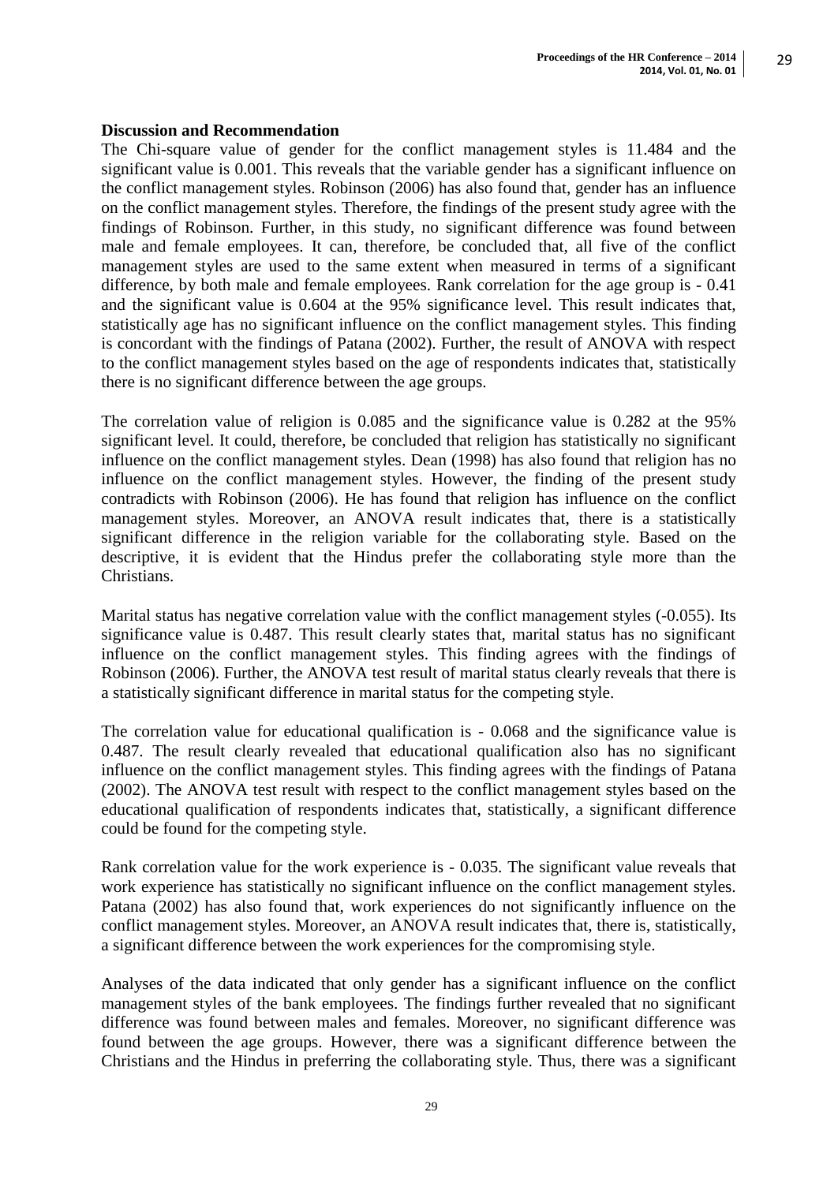## Discussion and Recommendation

The Chi-square value of gender for the conflict management styles is 11.484 and the significant value is 0.001. This reveals that the variable gender has a significant influence on the conflict management styles. Robinson (2006) has also found that, gender has an influence on the conflict management styles. Therefore, the findings of the present study agree with the findings of Robinson. Further, in this study, no significant difference was found between male and female employees. It can, therefore, be concluded that, all five of the conflict management styles are used to the same extent when measured in terms of a significant difference, by both male and female employees. Rank correlation for the age group is - 0.41 and the significant value is 0.604 at the 95% significance level. This result indicates that, statistically age has no significant influence on the conflict management styles. This finding is concordant with the findings of Patana (2002). Further, the result of ANOVA with respect to the conflict management styles based on the age of respondents indicates that, statistically there is no significant difference between the age groups.

The correlation value of religion is 0.085 and the significance value is 0.282 at the 95% significant level. It could, therefore, be concluded that religion has statistically no significant influence on the conflict management styles. Dean (1998) has also found that religion has no influence on the conflict management styles. However, the finding of the present study contradicts with Robinson (2006). He has found that religion has influence on the conflict management styles. Moreover, an ANOVA result indicates that, there is a statistically significant difference in the religion variable for the collaborating style. Based on the descriptive, it is evident that the Hindus prefer the collaborating style more than the Christians.

Marital status has negative correlation value with the conflict management styles (-0.055). Its significance value is 0.487. This result clearly states that, marital status has no significant influence on the conflict management styles. This finding agrees with the findings of Robinson (2006). Further, the ANOVA test result of marital status clearly reveals that there is a statistically significant difference in marital status for the competing style.

The correlation value for educational qualification is - 0.068 and the significance value is 0.487. The result clearly revealed that educational qualification also has no significant influence on the conflict management styles. This finding agrees with the findings of Patana (2002). The ANOVA test result with respect to the conflict management styles based on the educational qualification of respondents indicates that, statistically, a significant difference could be found for the competing style.

Rank correlation value for the work experience is - 0.035. The significant value reveals that work experience has statistically no significant influence on the conflict management styles. Patana (2002) has also found that, work experiences do not significantly influence on the conflict management styles. Moreover, an ANOVA result indicates that, there is, statistically, a significant difference between the work experiences for the compromising style.

Analyses of the data indicated that only gender has a significant influence on the conflict management styles of the bank employees. The findings further revealed that no significant difference was found between males and females. Moreover, no significant difference was found between the age groups. However, there was a significant difference between the Christians and the Hindus in preferring the collaborating style. Thus, there was a significant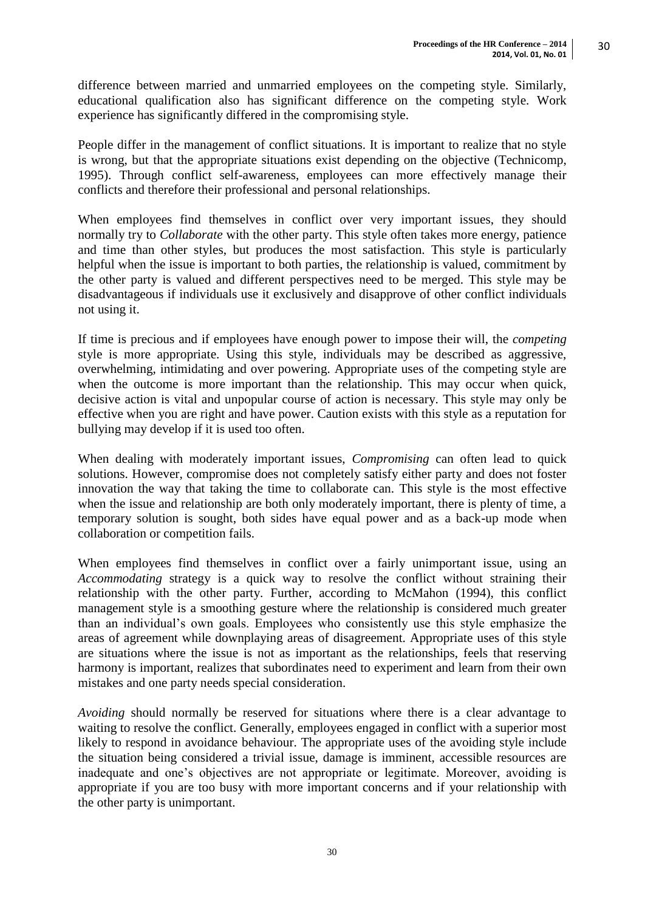difference between married and unmarried employees on the competing style. Similarly, educational qualification also has significant difference on the competing style. Work experience has significantly differed in the compromising style.

People differ in the management of conflict situations. It is important to realize that no style is wrong, but that the appropriate situations exist depending on the objective (Technicomp, 1995). Through conflict self-awareness, employees can more effectively manage their conflicts and therefore their professional and personal relationships.

When employees find themselves in conflict over very important issues, they should normally try to *Collaborate* with the other party. This style often takes more energy, patience and time than other styles, but produces the most satisfaction. This style is particularly helpful when the issue is important to both parties, the relationship is valued, commitment by the other party is valued and different perspectives need to be merged. This style may be disadvantageous if individuals use it exclusively and disapprove of other conflict individuals not using it.

If time is precious and if employees have enough power to impose their will, the *competing* style is more appropriate. Using this style, individuals may be described as aggressive, overwhelming, intimidating and over powering. Appropriate uses of the competing style are when the outcome is more important than the relationship. This may occur when quick, decisive action is vital and unpopular course of action is necessary. This style may only be effective when you are right and have power. Caution exists with this style as a reputation for bullying may develop if it is used too often.

When dealing with moderately important issues, *Compromising* can often lead to quick solutions. However, compromise does not completely satisfy either party and does not foster innovation the way that taking the time to collaborate can. This style is the most effective when the issue and relationship are both only moderately important, there is plenty of time, a temporary solution is sought, both sides have equal power and as a back-up mode when collaboration or competition fails.

When employees find themselves in conflict over a fairly unimportant issue, using an *Accommodating* strategy is a quick way to resolve the conflict without straining their relationship with the other party. Further, according to McMahon (1994), this conflict management style is a smoothing gesture where the relationship is considered much greater than an individual's own goals. Employees who consistently use this style emphasize the areas of agreement while downplaying areas of disagreement. Appropriate uses of this style are situations where the issue is not as important as the relationships, feels that reserving harmony is important, realizes that subordinates need to experiment and learn from their own mistakes and one party needs special consideration.

*Avoiding* should normally be reserved for situations where there is a clear advantage to waiting to resolve the conflict. Generally, employees engaged in conflict with a superior most likely to respond in avoidance behaviour. The appropriate uses of the avoiding style include the situation being considered a trivial issue, damage is imminent, accessible resources are inadequate and one's objectives are not appropriate or legitimate. Moreover, avoiding is appropriate if you are too busy with more important concerns and if your relationship with the other party is unimportant.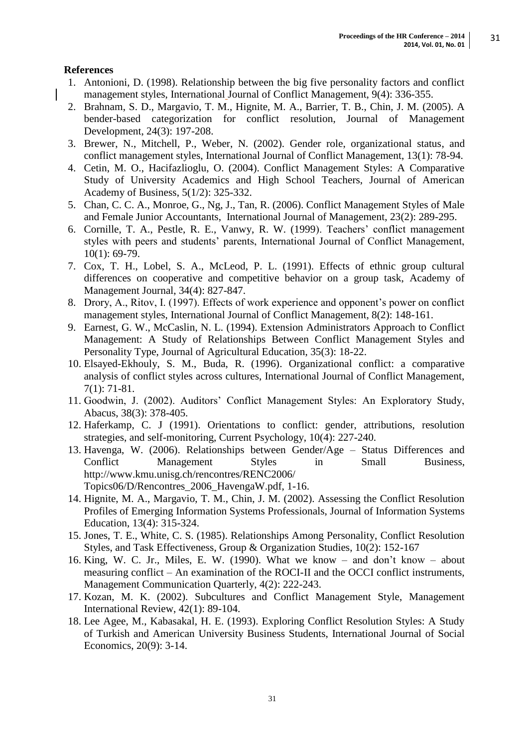**References**

1. Antonioni, D. (1998). Relationship between the big five personality factors and conflict management styles, International Journal of Conflict Management, 9(4): 336-355.
2. Brahnam, S. D., Margavio, T. M., Hignite, M. A., Barrier, T. B., Chin, J. M. (2005). A bender-based categorization for conflict resolution, Journal of Management Development, 24(3): 197-208.
3. Brewer, N., Mitchell, P., Weber, N. (2002). Gender role, organizational status, and conflict management styles, International Journal of Conflict Management, 13(1): 78-94.
4. Cetin, M. O., Hacifazlioglu, O. (2004). Conflict Management Styles: A Comparative Study of University Academics and High School Teachers, Journal of American Academy of Business, 5(1/2): 325-332.
5. Chan, C. C. A., Monroe, G., Ng, J., Tan, R. (2006). Conflict Management Styles of Male and Female Junior Accountants, International Journal of Management, 23(2): 289-295.
6. Cornille, T. A., Pestle, R. E., Vanwy, R. W. (1999). Teachers' conflict management styles with peers and students' parents, International Journal of Conflict Management, 10(1): 69-79.
7. Cox, T. H., Lobel, S. A., McLeod, P. L. (1991). Effects of ethnic group cultural differences on cooperative and competitive behavior on a group task, Academy of Management Journal, 34(4): 827-847.
8. Drory, A., Ritov, I. (1997). Effects of work experience and opponent's power on conflict management styles, International Journal of Conflict Management, 8(2): 148-161.
9. Earnest, G. W., McCaslin, N. L. (1994). Extension Administrators Approach to Conflict Management: A Study of Relationships Between Conflict Management Styles and Personality Type, Journal of Agricultural Education, 35(3): 18-22.
10. Elsayed-Ekhouly, S. M., Buda, R. (1996). Organizational conflict: a comparative analysis of conflict styles across cultures, International Journal of Conflict Management, 7(1): 71-81.
11. Goodwin, J. (2002). Auditors' Conflict Management Styles: An Exploratory Study, Abacus, 38(3): 378-405.
12. Haferkamp, C. J (1991). Orientations to conflict: gender, attributions, resolution strategies, and self-monitoring, Current Psychology, 10(4): 227-240.
13. Havenga, W. (2006). Relationships between Gender/Age – Status Differences and Conflict Management Styles in Small Business, http://www.kmu.unisg.ch/rencontres/RENC2006/Topics06/D/Rencontres_2006_HavengaW.pdf, 1-16.
14. Hignite, M. A., Margavio, T. M., Chin, J. M. (2002). Assessing the Conflict Resolution Profiles of Emerging Information Systems Professionals, Journal of Information Systems Education, 13(4): 315-324.
15. Jones, T. E., White, C. S. (1985). Relationships Among Personality, Conflict Resolution Styles, and Task Effectiveness, Group & Organization Studies, 10(2): 152-167
16. King, W. C. Jr., Miles, E. W. (1990). What we know – and don't know – about measuring conflict – An examination of the ROCI-II and the OCCI conflict instruments, Management Communication Quarterly, 4(2): 222-243.
17. Kozan, M. K. (2002). Subcultures and Conflict Management Style, Management International Review, 42(1): 89-104.
18. Lee Agee, M., Kabasakal, H. E. (1993). Exploring Conflict Resolution Styles: A Study of Turkish and American University Business Students, International Journal of Social Economics, 20(9): 3-14.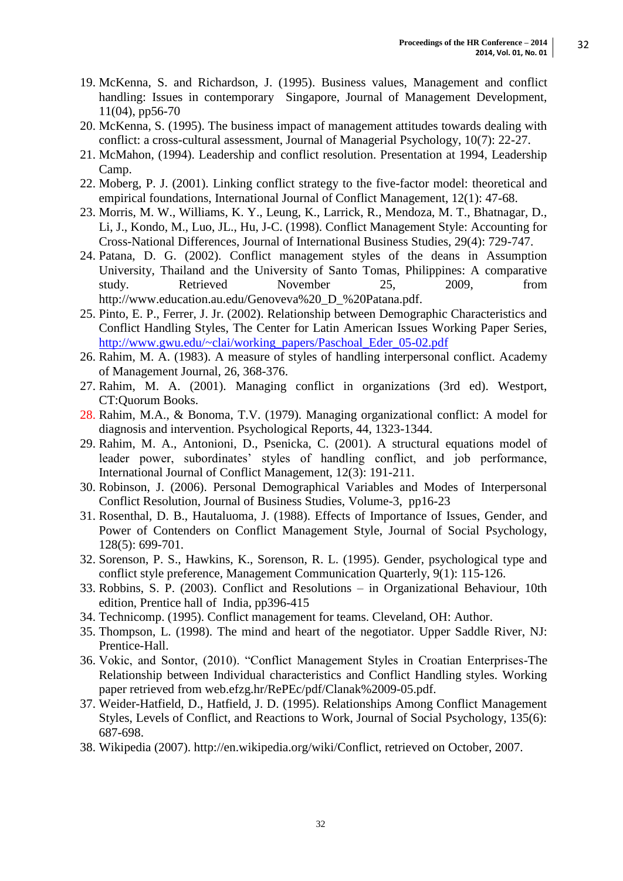19. McKenna, S. and Richardson, J. (1995). Business values, Management and conflict handling: Issues in contemporary Singapore, Journal of Management Development, 11(04), pp56-70
20. McKenna, S. (1995). The business impact of management attitudes towards dealing with conflict: a cross-cultural assessment, Journal of Managerial Psychology, 10(7): 22-27.
21. McMahon, (1994). Leadership and conflict resolution. Presentation at 1994, Leadership Camp.
22. Moberg, P. J. (2001). Linking conflict strategy to the five-factor model: theoretical and empirical foundations, International Journal of Conflict Management, 12(1): 47-68.
23. Morris, M. W., Williams, K. Y., Leung, K., Larrick, R., Mendoza, M. T., Bhatnagar, D., Li, J., Kondo, M., Luo, JL., Hu, J-C. (1998). Conflict Management Style: Accounting for Cross-National Differences, Journal of International Business Studies, 29(4): 729-747.
24. Patana, D. G. (2002). Conflict management styles of the deans in Assumption University, Thailand and the University of Santo Tomas, Philippines: A comparative study. Retrieved November 25, 2009, from http://www.education.au.edu/Genoveva%20_D_%20Patana.pdf.
25. Pinto, E. P., Ferrer, J. Jr. (2002). Relationship between Demographic Characteristics and Conflict Handling Styles, The Center for Latin American Issues Working Paper Series, http://www.gwu.edu/~clai/working_papers/Paschoal_Eder_05-02.pdf
26. Rahim, M. A. (1983). A measure of styles of handling interpersonal conflict. Academy of Management Journal, 26, 368-376.
27. Rahim, M. A. (2001). Managing conflict in organizations (3rd ed). Westport, CT:Quorum Books.
28. Rahim, M.A., & Bonoma, T.V. (1979). Managing organizational conflict: A model for diagnosis and intervention. Psychological Reports, 44, 1323-1344.
29. Rahim, M. A., Antonioni, D., Psenicka, C. (2001). A structural equations model of leader power, subordinates' styles of handling conflict, and job performance, International Journal of Conflict Management, 12(3): 191-211.
30. Robinson, J. (2006). Personal Demographical Variables and Modes of Interpersonal Conflict Resolution, Journal of Business Studies, Volume-3, pp16-23
31. Rosenthal, D. B., Hautaluoma, J. (1988). Effects of Importance of Issues, Gender, and Power of Contenders on Conflict Management Style, Journal of Social Psychology, 128(5): 699-701.
32. Sorenson, P. S., Hawkins, K., Sorenson, R. L. (1995). Gender, psychological type and conflict style preference, Management Communication Quarterly, 9(1): 115-126.
33. Robbins, S. P. (2003). Conflict and Resolutions – in Organizational Behaviour, 10th edition, Prentice hall of India, pp396-415
34. Technicomp. (1995). Conflict management for teams. Cleveland, OH: Author.
35. Thompson, L. (1998). The mind and heart of the negotiator. Upper Saddle River, NJ: Prentice-Hall.
36. Vokic, and Sontor, (2010). "Conflict Management Styles in Croatian Enterprises-The Relationship between Individual characteristics and Conflict Handling styles. Working paper retrieved from web.efzg.hr/RePEc/pdf/Clanak%2009-05.pdf.
37. Weider-Hatfield, D., Hatfield, J. D. (1995). Relationships Among Conflict Management Styles, Levels of Conflict, and Reactions to Work, Journal of Social Psychology, 135(6): 687-698.
38. Wikipedia (2007). http://en.wikipedia.org/wiki/Conflict, retrieved on October, 2007.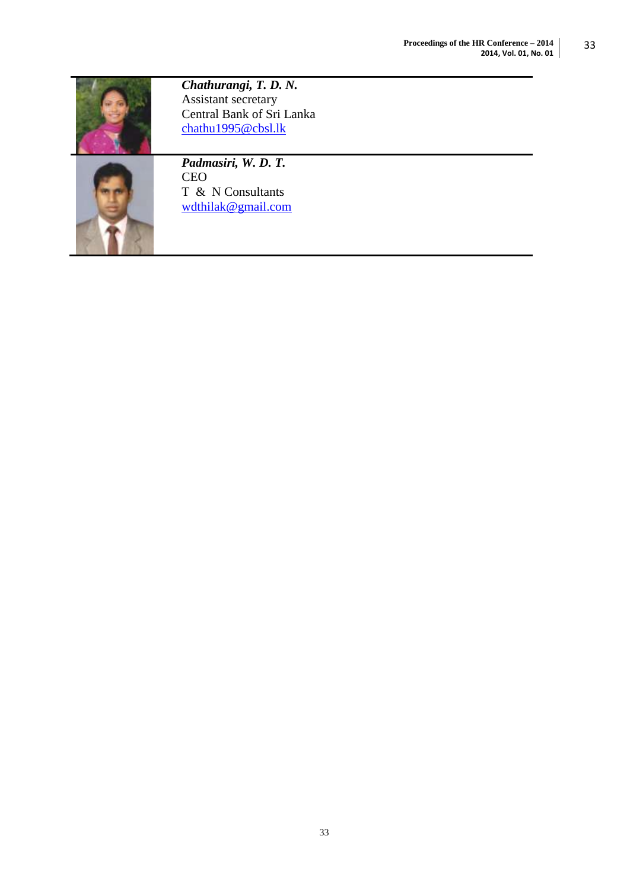***Chathurangi, T. D. N.***
Assistant secretary
Central Bank of Sri Lanka
chathu1995@cbsl.lk

***Padmasiri, W. D. T.***
CEO
T & N Consultants
wdthilak@gmail.com